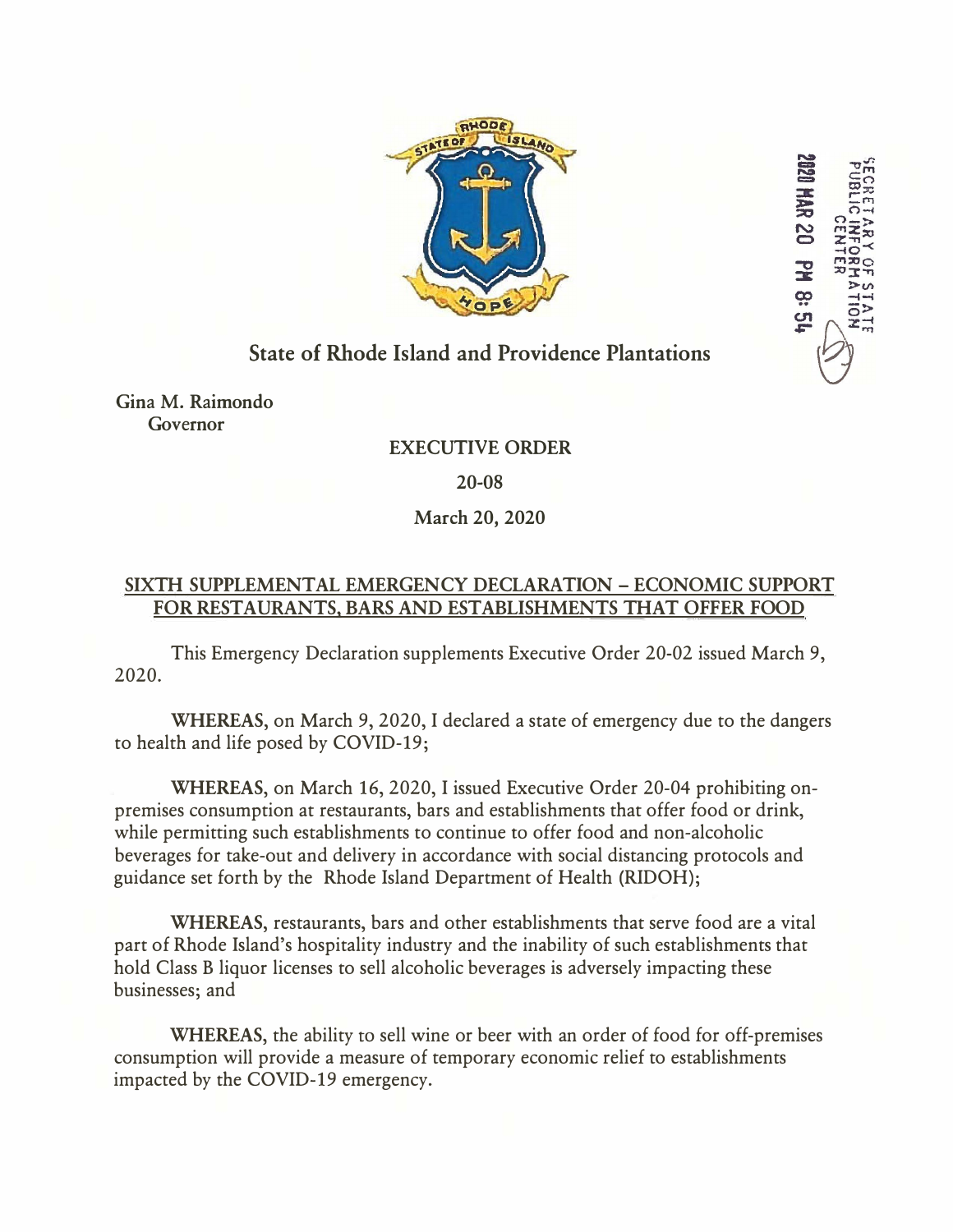**State of Rhode Island and Providence Plantations**

SECRETARY OF STATE PUBLIC INFORMATION CENTER 2020 MAR 20 PM 8:54

**Gina M. Raimondo**
**Governor**

**EXECUTIVE ORDER**

**20-08**

**March 20, 2020**

## SIXTH SUPPLEMENTAL EMERGENCY DECLARATION – ECONOMIC SUPPORT FOR RESTAURANTS, BARS AND ESTABLISHMENTS THAT OFFER FOOD

This Emergency Declaration supplements Executive Order 20-02 issued March 9, 2020.

**WHEREAS,** on March 9, 2020, I declared a state of emergency due to the dangers to health and life posed by COVID-19;

**WHEREAS,** on March 16, 2020, I issued Executive Order 20-04 prohibiting on-premises consumption at restaurants, bars and establishments that offer food or drink, while permitting such establishments to continue to offer food and non-alcoholic beverages for take-out and delivery in accordance with social distancing protocols and guidance set forth by the Rhode Island Department of Health (RIDOH);

**WHEREAS,** restaurants, bars and other establishments that serve food are a vital part of Rhode Island's hospitality industry and the inability of such establishments that hold Class B liquor licenses to sell alcoholic beverages is adversely impacting these businesses; and

**WHEREAS,** the ability to sell wine or beer with an order of food for off-premises consumption will provide a measure of temporary economic relief to establishments impacted by the COVID-19 emergency.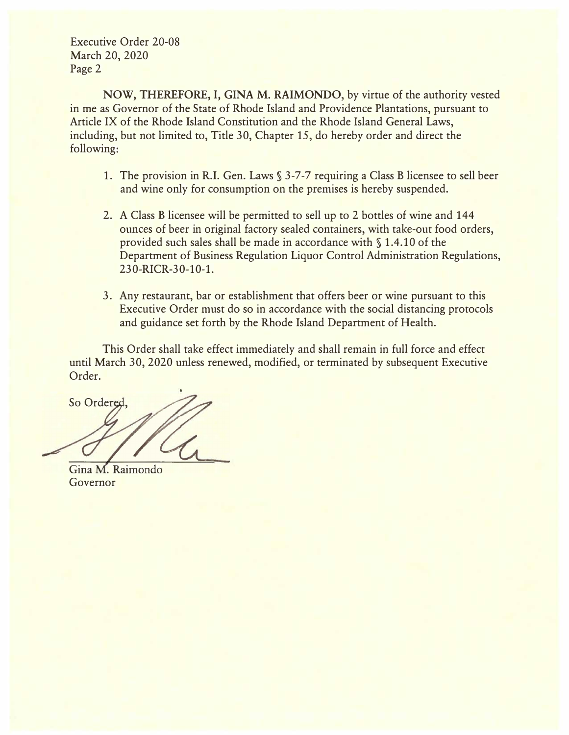**NOW, THEREFORE, I, GINA M. RAIMONDO**, by virtue of the authority vested in me as Governor of the State of Rhode Island and Providence Plantations, pursuant to Article IX of the Rhode Island Constitution and the Rhode Island General Laws, including, but not limited to, Title 30, Chapter 15, do hereby order and direct the following:

1. The provision in R.I. Gen. Laws § 3-7-7 requiring a Class B licensee to sell beer and wine only for consumption on the premises is hereby suspended.

2. A Class B licensee will be permitted to sell up to 2 bottles of wine and 144 ounces of beer in original factory sealed containers, with take-out food orders, provided such sales shall be made in accordance with § 1.4.10 of the Department of Business Regulation Liquor Control Administration Regulations, 230-RICR-30-10-1.

3. Any restaurant, bar or establishment that offers beer or wine pursuant to this Executive Order must do so in accordance with the social distancing protocols and guidance set forth by the Rhode Island Department of Health.

This Order shall take effect immediately and shall remain in full force and effect until March 30, 2020 unless renewed, modified, or terminated by subsequent Executive Order.

So Ordered,

Gina M. Raimondo
Governor